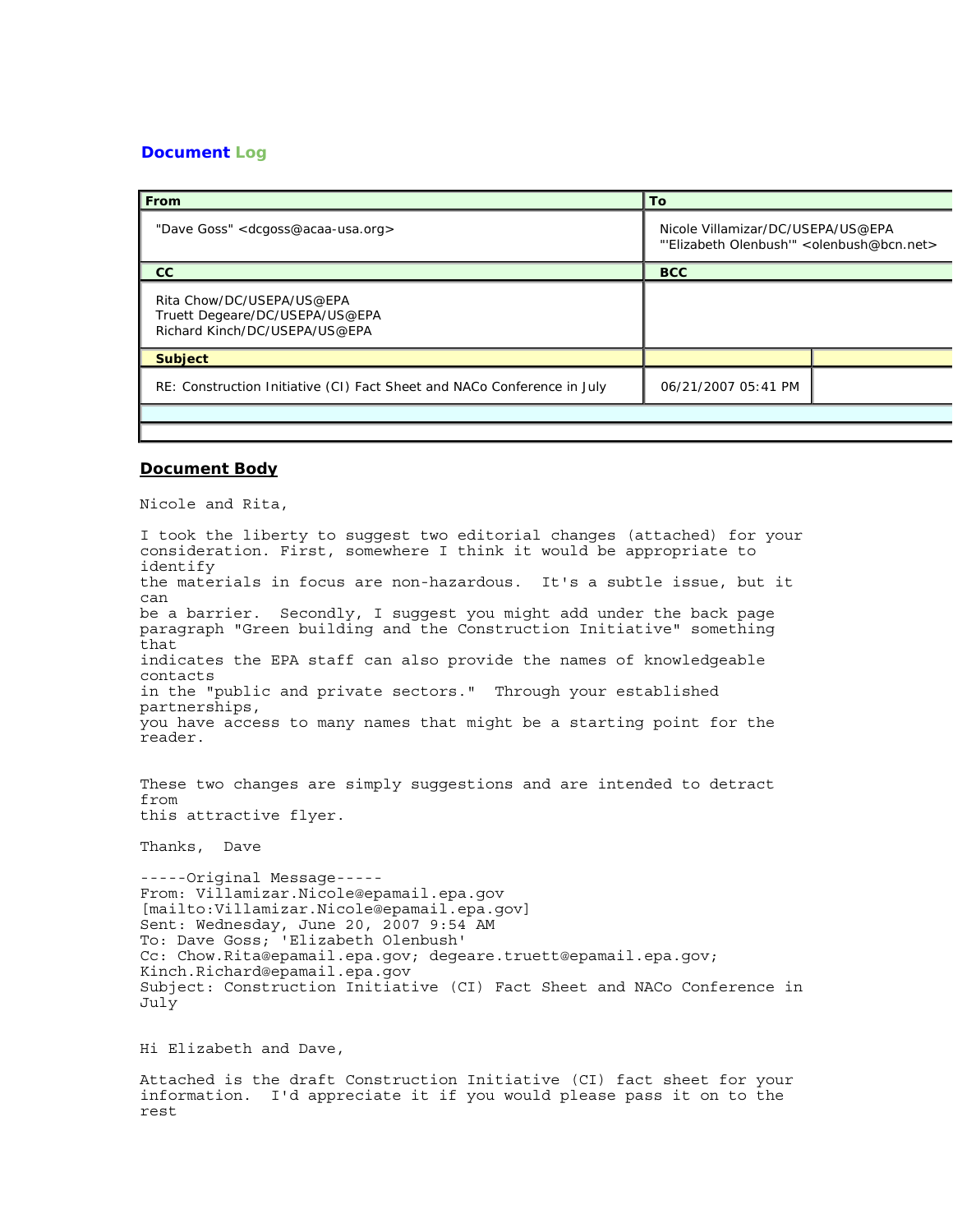# Document Log

| From | To |
|---|---|
| "Dave Goss" <dcgoss@acaa-usa.org> | Nicole Villamizar/DC/USEPA/US@EPA<br>"'Elizabeth Olenbush'" <olenbush@bcn.net> |
| **CC** | **BCC** |
| Rita Chow/DC/USEPA/US@EPA<br>Truett Degeare/DC/USEPA/US@EPA<br>Richard Kinch/DC/USEPA/US@EPA | |
| **Subject** | |
| RE: Construction Initiative (CI) Fact Sheet and NACo Conference in July | 06/21/2007 05:41 PM |

## Document Body

Nicole and Rita,

I took the liberty to suggest two editorial changes (attached) for your consideration. First, somewhere I think it would be appropriate to identify the materials in focus are non-hazardous. It's a subtle issue, but it can be a barrier. Secondly, I suggest you might add under the back page paragraph "Green building and the Construction Initiative" something that indicates the EPA staff can also provide the names of knowledgeable contacts in the "public and private sectors." Through your established partnerships, you have access to many names that might be a starting point for the reader.

These two changes are simply suggestions and are intended to detract from this attractive flyer.

Thanks, Dave

-----Original Message-----
From: Villamizar.Nicole@epamail.epa.gov [mailto:Villamizar.Nicole@epamail.epa.gov]
Sent: Wednesday, June 20, 2007 9:54 AM
To: Dave Goss; 'Elizabeth Olenbush'
Cc: Chow.Rita@epamail.epa.gov; degeare.truett@epamail.epa.gov; Kinch.Richard@epamail.epa.gov
Subject: Construction Initiative (CI) Fact Sheet and NACo Conference in July

Hi Elizabeth and Dave,

Attached is the draft Construction Initiative (CI) fact sheet for your information. I'd appreciate it if you would please pass it on to the rest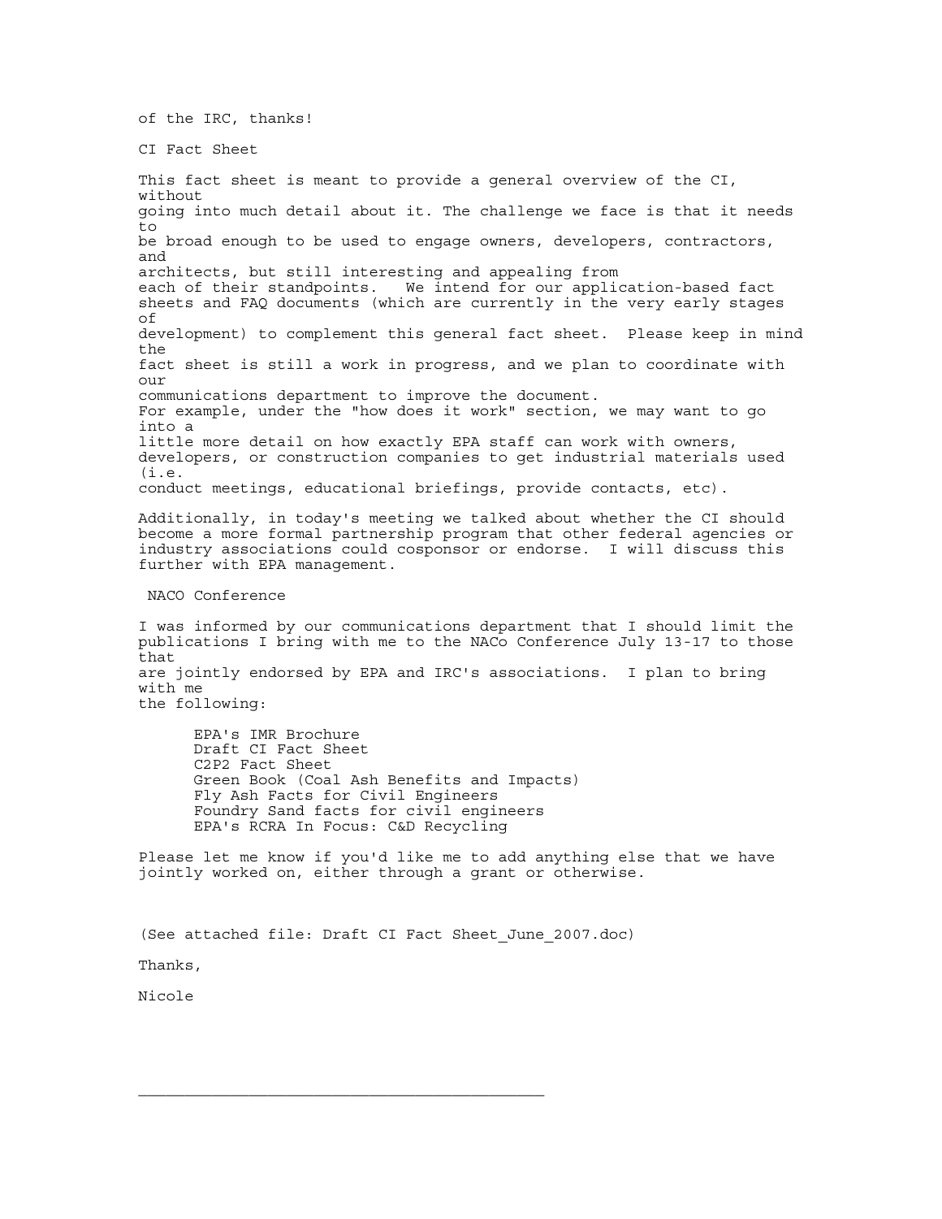of the IRC, thanks!

CI Fact Sheet

This fact sheet is meant to provide a general overview of the CI, without going into much detail about it. The challenge we face is that it needs to be broad enough to be used to engage owners, developers, contractors, and architects, but still interesting and appealing from each of their standpoints. We intend for our application-based fact sheets and FAQ documents (which are currently in the very early stages of development) to complement this general fact sheet. Please keep in mind the fact sheet is still a work in progress, and we plan to coordinate with our communications department to improve the document.
For example, under the "how does it work" section, we may want to go into a little more detail on how exactly EPA staff can work with owners, developers, or construction companies to get industrial materials used (i.e. conduct meetings, educational briefings, provide contacts, etc).

Additionally, in today's meeting we talked about whether the CI should become a more formal partnership program that other federal agencies or industry associations could cosponsor or endorse. I will discuss this further with EPA management.

NACO Conference

I was informed by our communications department that I should limit the publications I bring with me to the NACo Conference July 13-17 to those that are jointly endorsed by EPA and IRC's associations. I plan to bring with me the following:

- EPA's IMR Brochure
- Draft CI Fact Sheet
- C2P2 Fact Sheet
- Green Book (Coal Ash Benefits and Impacts)
- Fly Ash Facts for Civil Engineers
- Foundry Sand facts for civil engineers
- EPA's RCRA In Focus: C&D Recycling

Please let me know if you'd like me to add anything else that we have jointly worked on, either through a grant or otherwise.

(See attached file: Draft CI Fact Sheet_June_2007.doc)

Thanks,

Nicole

---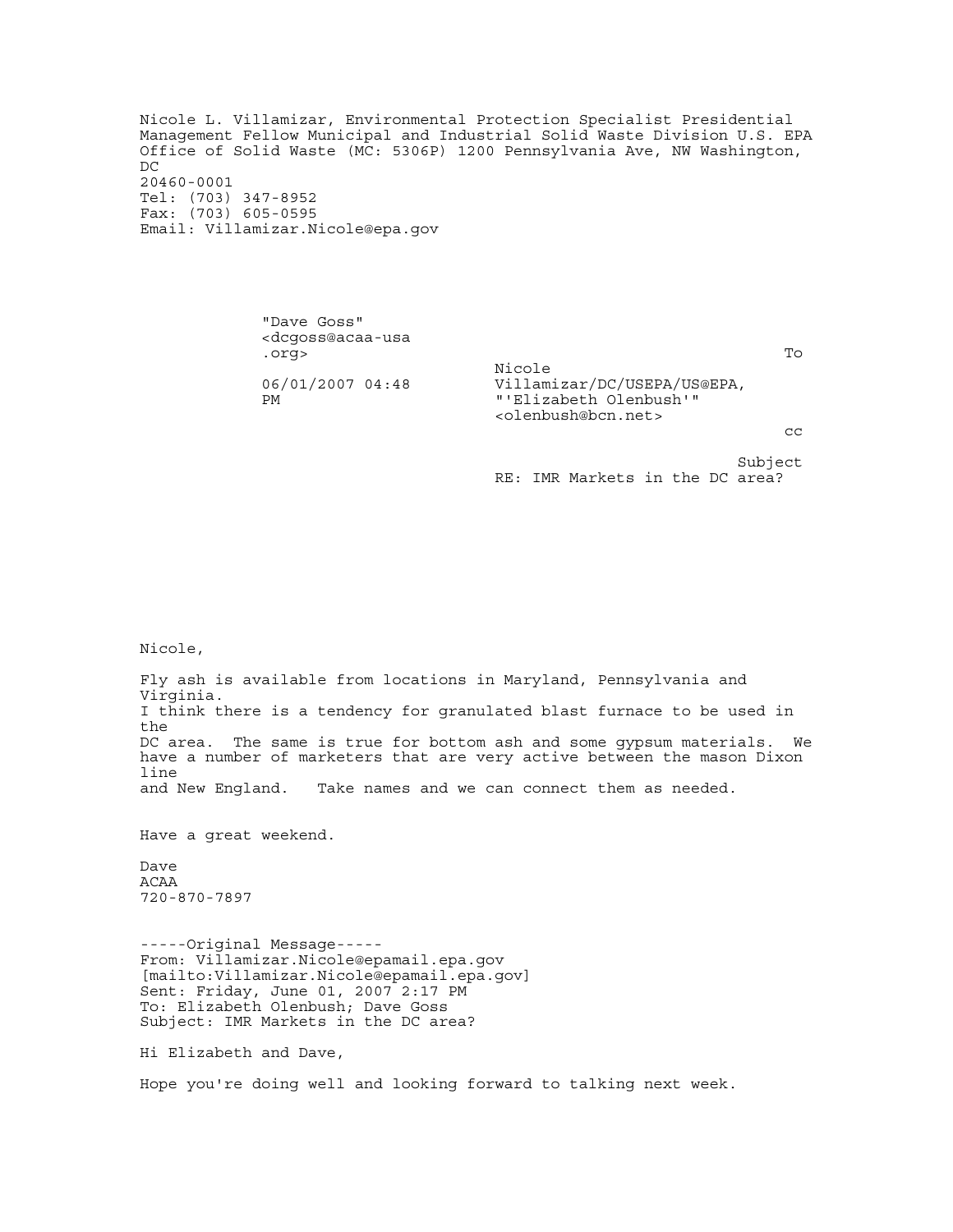Nicole L. Villamizar, Environmental Protection Specialist Presidential Management Fellow Municipal and Industrial Solid Waste Division U.S. EPA Office of Solid Waste (MC: 5306P) 1200 Pennsylvania Ave, NW Washington, DC
20460-0001
Tel: (703) 347-8952
Fax: (703) 605-0595
Email: Villamizar.Nicole@epa.gov

"Dave Goss"
<dcgoss@acaa-usa.org>

06/01/2007 04:48 PM

To: Nicole Villamizar/DC/USEPA/US@EPA, "'Elizabeth Olenbush'" <olenbush@bcn.net>

cc

Subject: RE: IMR Markets in the DC area?

Nicole,

Fly ash is available from locations in Maryland, Pennsylvania and Virginia.
I think there is a tendency for granulated blast furnace to be used in the DC area. The same is true for bottom ash and some gypsum materials. We have a number of marketers that are very active between the mason Dixon line and New England. Take names and we can connect them as needed.

Have a great weekend.

Dave
ACAA
720-870-7897

-----Original Message-----
From: Villamizar.Nicole@epamail.epa.gov
[mailto:Villamizar.Nicole@epamail.epa.gov]
Sent: Friday, June 01, 2007 2:17 PM
To: Elizabeth Olenbush; Dave Goss
Subject: IMR Markets in the DC area?

Hi Elizabeth and Dave,

Hope you're doing well and looking forward to talking next week.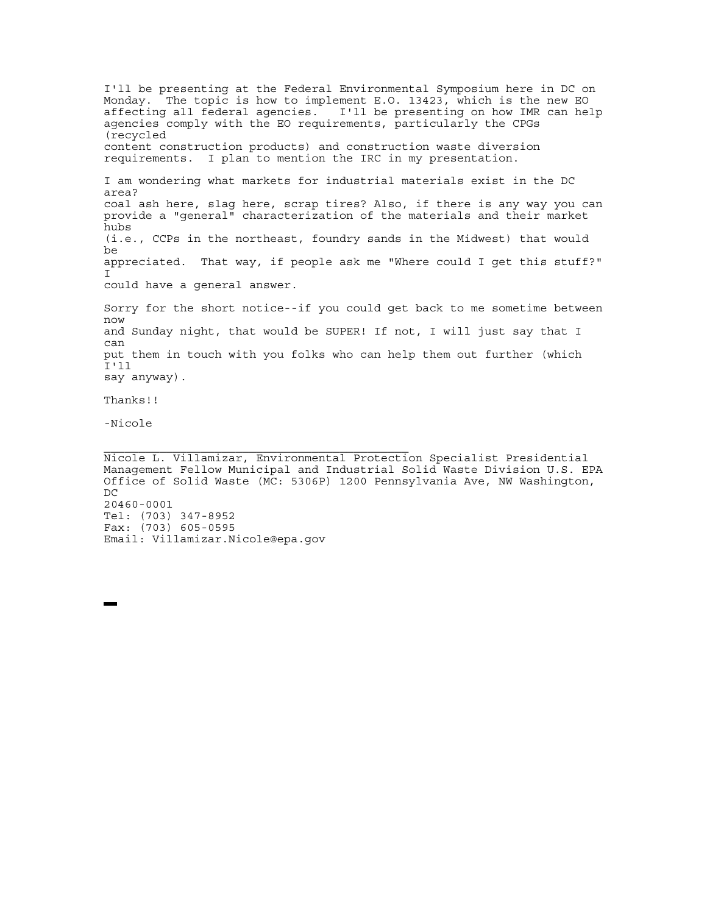I'll be presenting at the Federal Environmental Symposium here in DC on Monday. The topic is how to implement E.O. 13423, which is the new EO affecting all federal agencies. I'll be presenting on how IMR can help agencies comply with the EO requirements, particularly the CPGs (recycled content construction products) and construction waste diversion requirements. I plan to mention the IRC in my presentation.

I am wondering what markets for industrial materials exist in the DC area? coal ash here, slag here, scrap tires? Also, if there is any way you can provide a "general" characterization of the materials and their market hubs (i.e., CCPs in the northeast, foundry sands in the Midwest) that would be appreciated. That way, if people ask me "Where could I get this stuff?" I could have a general answer.

Sorry for the short notice--if you could get back to me sometime between now and Sunday night, that would be SUPER! If not, I will just say that I can put them in touch with you folks who can help them out further (which I'll say anyway).

Thanks!!

-Nicole

---

Nicole L. Villamizar, Environmental Protection Specialist Presidential Management Fellow Municipal and Industrial Solid Waste Division U.S. EPA Office of Solid Waste (MC: 5306P) 1200 Pennsylvania Ave, NW Washington, DC 20460-0001
Tel: (703) 347-8952
Fax: (703) 605-0595
Email: Villamizar.Nicole@epa.gov